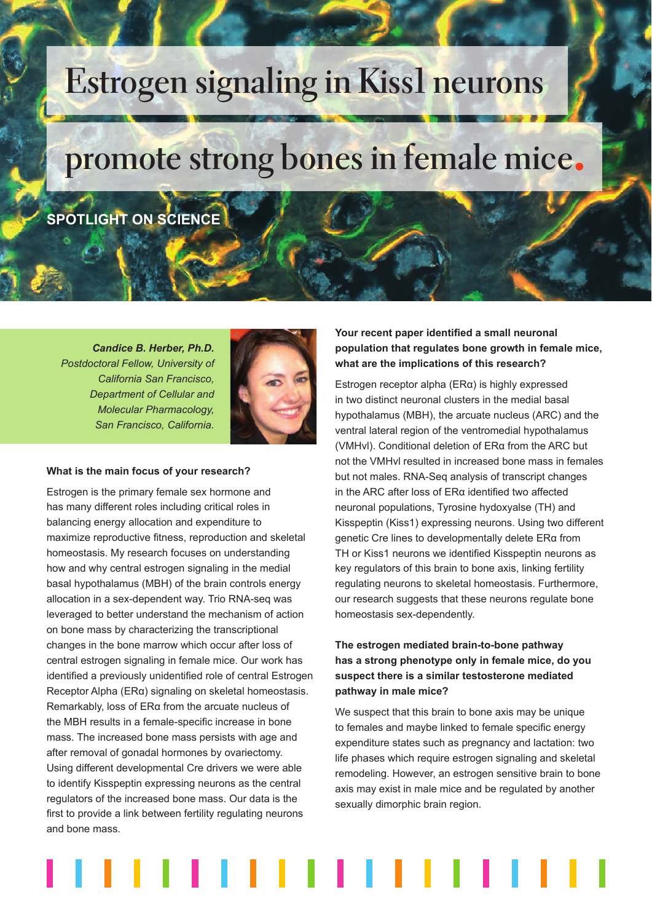# Estrogen signaling in Kiss1 neurons promote strong bones in female mice.

SPOTLIGHT ON SCIENCE

***Candice B. Herber, Ph.D.***
*Postdoctoral Fellow, University of California San Francisco, Department of Cellular and Molecular Pharmacology, San Francisco, California.*

**What is the main focus of your research?**

Estrogen is the primary female sex hormone and has many different roles including critical roles in balancing energy allocation and expenditure to maximize reproductive fitness, reproduction and skeletal homeostasis. My research focuses on understanding how and why central estrogen signaling in the medial basal hypothalamus (MBH) of the brain controls energy allocation in a sex-dependent way. Trio RNA-seq was leveraged to better understand the mechanism of action on bone mass by characterizing the transcriptional changes in the bone marrow which occur after loss of central estrogen signaling in female mice. Our work has identified a previously unidentified role of central Estrogen Receptor Alpha (ERα) signaling on skeletal homeostasis. Remarkably, loss of ERα from the arcuate nucleus of the MBH results in a female-specific increase in bone mass. The increased bone mass persists with age and after removal of gonadal hormones by ovariectomy. Using different developmental Cre drivers we were able to identify Kisspeptin expressing neurons as the central regulators of the increased bone mass. Our data is the first to provide a link between fertility regulating neurons and bone mass.

**Your recent paper identified a small neuronal population that regulates bone growth in female mice, what are the implications of this research?**

Estrogen receptor alpha (ERα) is highly expressed in two distinct neuronal clusters in the medial basal hypothalamus (MBH), the arcuate nucleus (ARC) and the ventral lateral region of the ventromedial hypothalamus (VMHvl). Conditional deletion of ERα from the ARC but not the VMHvl resulted in increased bone mass in females but not males. RNA-Seq analysis of transcript changes in the ARC after loss of ERα identified two affected neuronal populations, Tyrosine hydoxyalse (TH) and Kisspeptin (Kiss1) expressing neurons. Using two different genetic Cre lines to developmentally delete ERα from TH or Kiss1 neurons we identified Kisspeptin neurons as key regulators of this brain to bone axis, linking fertility regulating neurons to skeletal homeostasis. Furthermore, our research suggests that these neurons regulate bone homeostasis sex-dependently.

**The estrogen mediated brain-to-bone pathway has a strong phenotype only in female mice, do you suspect there is a similar testosterone mediated pathway in male mice?**

We suspect that this brain to bone axis may be unique to females and maybe linked to female specific energy expenditure states such as pregnancy and lactation: two life phases which require estrogen signaling and skeletal remodeling. However, an estrogen sensitive brain to bone axis may exist in male mice and be regulated by another sexually dimorphic brain region.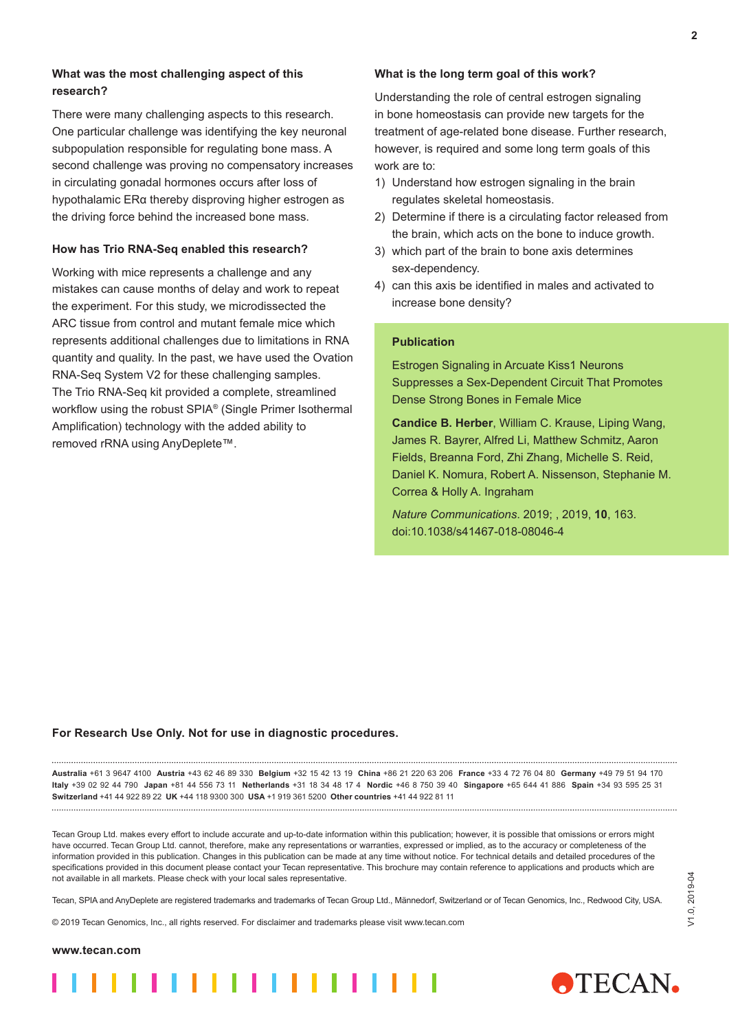### What was the most challenging aspect of this research?

There were many challenging aspects to this research. One particular challenge was identifying the key neuronal subpopulation responsible for regulating bone mass. A second challenge was proving no compensatory increases in circulating gonadal hormones occurs after loss of hypothalamic ERα thereby disproving higher estrogen as the driving force behind the increased bone mass.

### How has Trio RNA-Seq enabled this research?

Working with mice represents a challenge and any mistakes can cause months of delay and work to repeat the experiment. For this study, we microdissected the ARC tissue from control and mutant female mice which represents additional challenges due to limitations in RNA quantity and quality. In the past, we have used the Ovation RNA-Seq System V2 for these challenging samples. The Trio RNA-Seq kit provided a complete, streamlined workflow using the robust SPIA® (Single Primer Isothermal Amplification) technology with the added ability to removed rRNA using AnyDeplete™.

### What is the long term goal of this work?

Understanding the role of central estrogen signaling in bone homeostasis can provide new targets for the treatment of age-related bone disease. Further research, however, is required and some long term goals of this work are to:

1) Understand how estrogen signaling in the brain regulates skeletal homeostasis.
2) Determine if there is a circulating factor released from the brain, which acts on the bone to induce growth.
3) which part of the brain to bone axis determines sex-dependency.
4) can this axis be identified in males and activated to increase bone density?

### Publication

Estrogen Signaling in Arcuate Kiss1 Neurons Suppresses a Sex-Dependent Circuit That Promotes Dense Strong Bones in Female Mice

**Candice B. Herber**, William C. Krause, Liping Wang, James R. Bayrer, Alfred Li, Matthew Schmitz, Aaron Fields, Breanna Ford, Zhi Zhang, Michelle S. Reid, Daniel K. Nomura, Robert A. Nissenson, Stephanie M. Correa & Holly A. Ingraham

*Nature Communications*. 2019; , 2019, **10**, 163. doi:10.1038/s41467-018-08046-4

**For Research Use Only. Not for use in diagnostic procedures.**

**Australia** +61 3 9647 4100 **Austria** +43 62 46 89 330 **Belgium** +32 15 42 13 19 **China** +86 21 220 63 206 **France** +33 4 72 76 04 80 **Germany** +49 79 51 94 170 **Italy** +39 02 92 44 790 **Japan** +81 44 556 73 11 **Netherlands** +31 18 34 48 17 4 **Nordic** +46 8 750 39 40 **Singapore** +65 644 41 886 **Spain** +34 93 595 25 31 **Switzerland** +41 44 922 89 22 **UK** +44 118 9300 300 **USA** +1 919 361 5200 **Other countries** +41 44 922 81 11

Tecan Group Ltd. makes every effort to include accurate and up-to-date information within this publication; however, it is possible that omissions or errors might have occurred. Tecan Group Ltd. cannot, therefore, make any representations or warranties, expressed or implied, as to the accuracy or completeness of the information provided in this publication. Changes in this publication can be made at any time without notice. For technical details and detailed procedures of the specifications provided in this document please contact your Tecan representative. This brochure may contain reference to applications and products which are not available in all markets. Please check with your local sales representative.

Tecan, SPIA and AnyDeplete are registered trademarks and trademarks of Tecan Group Ltd., Männedorf, Switzerland or of Tecan Genomics, Inc., Redwood City, USA.

© 2019 Tecan Genomics, Inc., all rights reserved. For disclaimer and trademarks please visit www.tecan.com

V1.0, 2019-04

**www.tecan.com**